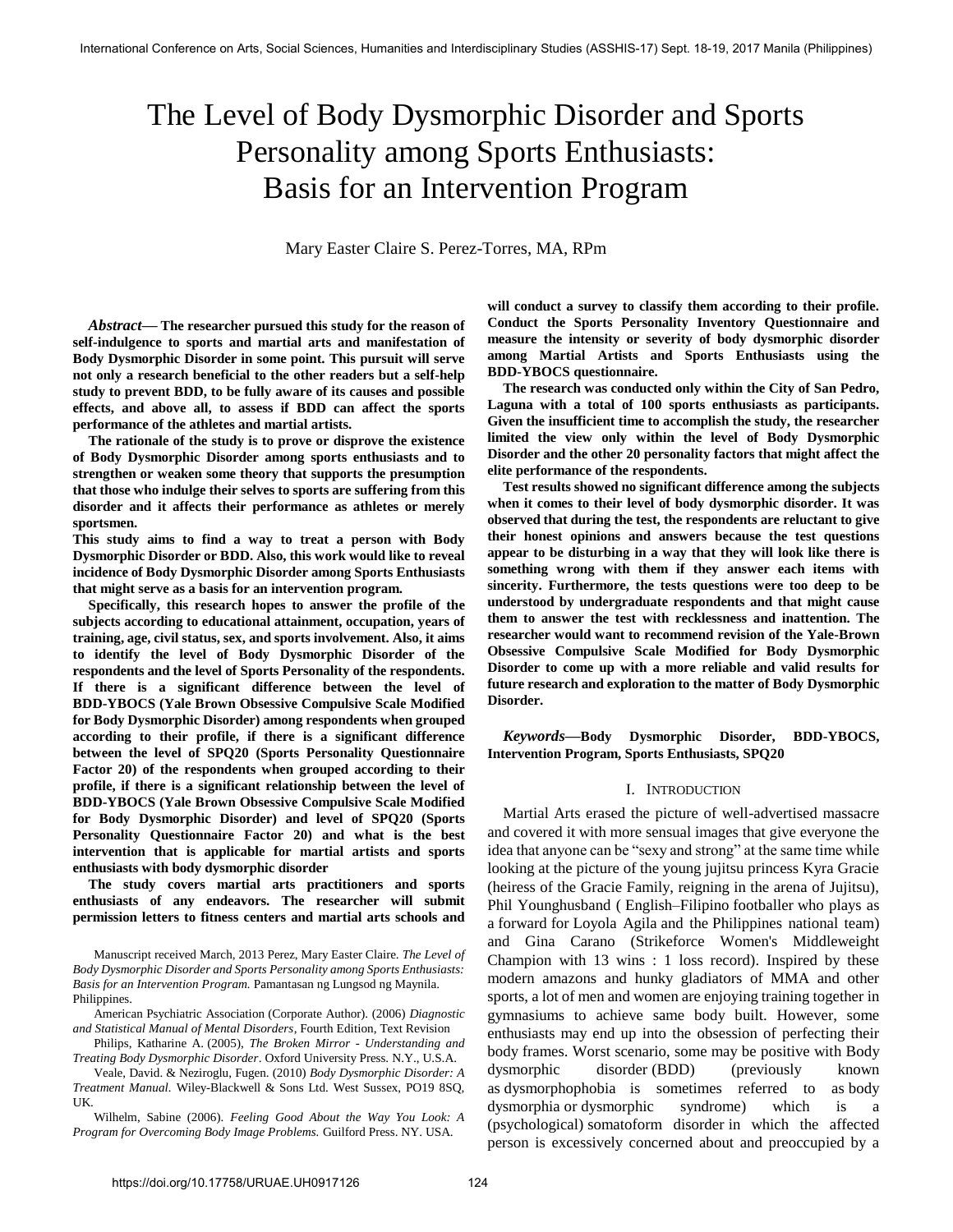# The Level of Body Dysmorphic Disorder and Sports Personality among Sports Enthusiasts: Basis for an Intervention Program

Mary Easter Claire S. Perez-Torres, MA, RPm

***Abstract*— The researcher pursued this study for the reason of self-indulgence to sports and martial arts and manifestation of Body Dysmorphic Disorder in some point. This pursuit will serve not only a research beneficial to the other readers but a self-help study to prevent BDD, to be fully aware of its causes and possible effects, and above all, to assess if BDD can affect the sports performance of the athletes and martial artists.**

**The rationale of the study is to prove or disprove the existence of Body Dysmorphic Disorder among sports enthusiasts and to strengthen or weaken some theory that supports the presumption that those who indulge their selves to sports are suffering from this disorder and it affects their performance as athletes or merely sportsmen.**

**This study aims to find a way to treat a person with Body Dysmorphic Disorder or BDD. Also, this work would like to reveal incidence of Body Dysmorphic Disorder among Sports Enthusiasts that might serve as a basis for an intervention program.**

**Specifically, this research hopes to answer the profile of the subjects according to educational attainment, occupation, years of training, age, civil status, sex, and sports involvement. Also, it aims to identify the level of Body Dysmorphic Disorder of the respondents and the level of Sports Personality of the respondents. If there is a significant difference between the level of BDD-YBOCS (Yale Brown Obsessive Compulsive Scale Modified for Body Dysmorphic Disorder) among respondents when grouped according to their profile, if there is a significant difference between the level of SPQ20 (Sports Personality Questionnaire Factor 20) of the respondents when grouped according to their profile, if there is a significant relationship between the level of BDD-YBOCS (Yale Brown Obsessive Compulsive Scale Modified for Body Dysmorphic Disorder) and level of SPQ20 (Sports Personality Questionnaire Factor 20) and what is the best intervention that is applicable for martial artists and sports enthusiasts with body dysmorphic disorder**

**The study covers martial arts practitioners and sports enthusiasts of any endeavors. The researcher will submit permission letters to fitness centers and martial arts schools and will conduct a survey to classify them according to their profile. Conduct the Sports Personality Inventory Questionnaire and measure the intensity or severity of body dysmorphic disorder among Martial Artists and Sports Enthusiasts using the BDD-YBOCS questionnaire.**

**The research was conducted only within the City of San Pedro, Laguna with a total of 100 sports enthusiasts as participants. Given the insufficient time to accomplish the study, the researcher limited the view only within the level of Body Dysmorphic Disorder and the other 20 personality factors that might affect the elite performance of the respondents.**

**Test results showed no significant difference among the subjects when it comes to their level of body dysmorphic disorder. It was observed that during the test, the respondents are reluctant to give their honest opinions and answers because the test questions appear to be disturbing in a way that they will look like there is something wrong with them if they answer each items with sincerity. Furthermore, the tests questions were too deep to be understood by undergraduate respondents and that might cause them to answer the test with recklessness and inattention. The researcher would want to recommend revision of the Yale-Brown Obsessive Compulsive Scale Modified for Body Dysmorphic Disorder to come up with a more reliable and valid results for future research and exploration to the matter of Body Dysmorphic Disorder.**

***Keywords*—Body Dysmorphic Disorder, BDD-YBOCS, Intervention Program, Sports Enthusiasts, SPQ20**

## I. Introduction

Martial Arts erased the picture of well-advertised massacre and covered it with more sensual images that give everyone the idea that anyone can be "sexy and strong" at the same time while looking at the picture of the young jujitsu princess Kyra Gracie (heiress of the Gracie Family, reigning in the arena of Jujitsu), Phil Younghusband ( English–Filipino footballer who plays as a forward for Loyola Agila and the Philippines national team) and Gina Carano (Strikeforce Women's Middleweight Champion with 13 wins : 1 loss record). Inspired by these modern amazons and hunky gladiators of MMA and other sports, a lot of men and women are enjoying training together in gymnasiums to achieve same body built. However, some enthusiasts may end up into the obsession of perfecting their body frames. Worst scenario, some may be positive with Body dysmorphic disorder (BDD) (previously known as dysmorphophobia is sometimes referred to as body dysmorphia or dysmorphic syndrome) which is a (psychological) somatoform disorder in which the affected person is excessively concerned about and preoccupied by a

---

Manuscript received March, 2013 Perez, Mary Easter Claire. *The Level of Body Dysmorphic Disorder and Sports Personality among Sports Enthusiasts: Basis for an Intervention Program.* Pamantasan ng Lungsod ng Maynila. Philippines.

American Psychiatric Association (Corporate Author). (2006) *Diagnostic and Statistical Manual of Mental Disorders*, Fourth Edition, Text Revision

Philips, Katharine A. (2005), *The Broken Mirror - Understanding and Treating Body Dysmorphic Disorder*. Oxford University Press. N.Y., U.S.A.

Veale, David. & Neziroglu, Fugen. (2010) *Body Dysmorphic Disorder: A Treatment Manual*. Wiley-Blackwell & Sons Ltd. West Sussex, PO19 8SQ, UK.

Wilhelm, Sabine (2006). *Feeling Good About the Way You Look: A Program for Overcoming Body Image Problems.* Guilford Press. NY. USA.

https://doi.org/10.17758/URUAE.UH0917126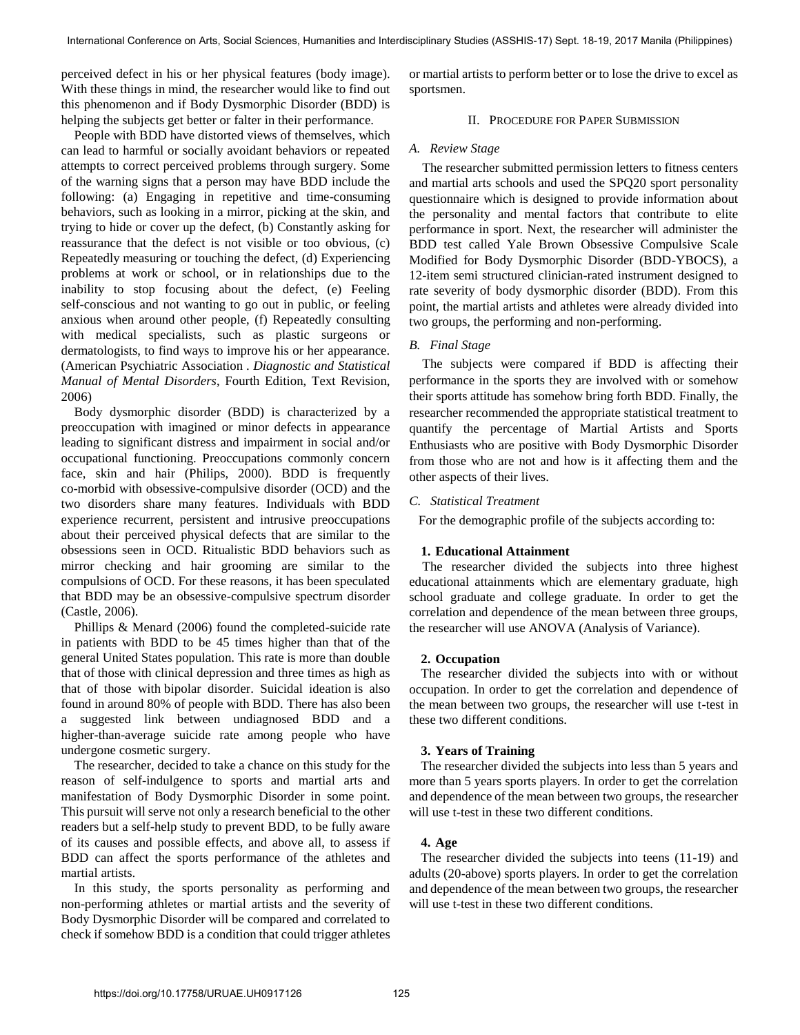perceived defect in his or her physical features (body image). With these things in mind, the researcher would like to find out this phenomenon and if Body Dysmorphic Disorder (BDD) is helping the subjects get better or falter in their performance.

People with BDD have distorted views of themselves, which can lead to harmful or socially avoidant behaviors or repeated attempts to correct perceived problems through surgery. Some of the warning signs that a person may have BDD include the following: (a) Engaging in repetitive and time-consuming behaviors, such as looking in a mirror, picking at the skin, and trying to hide or cover up the defect, (b) Constantly asking for reassurance that the defect is not visible or too obvious, (c) Repeatedly measuring or touching the defect, (d) Experiencing problems at work or school, or in relationships due to the inability to stop focusing about the defect, (e) Feeling self-conscious and not wanting to go out in public, or feeling anxious when around other people, (f) Repeatedly consulting with medical specialists, such as plastic surgeons or dermatologists, to find ways to improve his or her appearance. (American Psychiatric Association . *Diagnostic and Statistical Manual of Mental Disorders*, Fourth Edition, Text Revision, 2006)

Body dysmorphic disorder (BDD) is characterized by a preoccupation with imagined or minor defects in appearance leading to significant distress and impairment in social and/or occupational functioning. Preoccupations commonly concern face, skin and hair (Philips, 2000). BDD is frequently co-morbid with obsessive-compulsive disorder (OCD) and the two disorders share many features. Individuals with BDD experience recurrent, persistent and intrusive preoccupations about their perceived physical defects that are similar to the obsessions seen in OCD. Ritualistic BDD behaviors such as mirror checking and hair grooming are similar to the compulsions of OCD. For these reasons, it has been speculated that BDD may be an obsessive-compulsive spectrum disorder (Castle, 2006).

Phillips & Menard (2006) found the completed-suicide rate in patients with BDD to be 45 times higher than that of the general United States population. This rate is more than double that of those with clinical depression and three times as high as that of those with bipolar disorder. Suicidal ideation is also found in around 80% of people with BDD. There has also been a suggested link between undiagnosed BDD and a higher-than-average suicide rate among people who have undergone cosmetic surgery.

The researcher, decided to take a chance on this study for the reason of self-indulgence to sports and martial arts and manifestation of Body Dysmorphic Disorder in some point. This pursuit will serve not only a research beneficial to the other readers but a self-help study to prevent BDD, to be fully aware of its causes and possible effects, and above all, to assess if BDD can affect the sports performance of the athletes and martial artists.

In this study, the sports personality as performing and non-performing athletes or martial artists and the severity of Body Dysmorphic Disorder will be compared and correlated to check if somehow BDD is a condition that could trigger athletes or martial artists to perform better or to lose the drive to excel as sportsmen.

## II. Procedure for Paper Submission

### *A. Review Stage*

The researcher submitted permission letters to fitness centers and martial arts schools and used the SPQ20 sport personality questionnaire which is designed to provide information about the personality and mental factors that contribute to elite performance in sport. Next, the researcher will administer the BDD test called Yale Brown Obsessive Compulsive Scale Modified for Body Dysmorphic Disorder (BDD-YBOCS), a 12-item semi structured clinician-rated instrument designed to rate severity of body dysmorphic disorder (BDD). From this point, the martial artists and athletes were already divided into two groups, the performing and non-performing.

### *B. Final Stage*

The subjects were compared if BDD is affecting their performance in the sports they are involved with or somehow their sports attitude has somehow bring forth BDD. Finally, the researcher recommended the appropriate statistical treatment to quantify the percentage of Martial Artists and Sports Enthusiasts who are positive with Body Dysmorphic Disorder from those who are not and how is it affecting them and the other aspects of their lives.

### *C. Statistical Treatment*

For the demographic profile of the subjects according to:

**1. Educational Attainment**

The researcher divided the subjects into three highest educational attainments which are elementary graduate, high school graduate and college graduate. In order to get the correlation and dependence of the mean between three groups, the researcher will use ANOVA (Analysis of Variance).

**2. Occupation**

The researcher divided the subjects into with or without occupation. In order to get the correlation and dependence of the mean between two groups, the researcher will use t-test in these two different conditions.

**3. Years of Training**

The researcher divided the subjects into less than 5 years and more than 5 years sports players. In order to get the correlation and dependence of the mean between two groups, the researcher will use t-test in these two different conditions.

**4. Age**

The researcher divided the subjects into teens (11-19) and adults (20-above) sports players. In order to get the correlation and dependence of the mean between two groups, the researcher will use t-test in these two different conditions.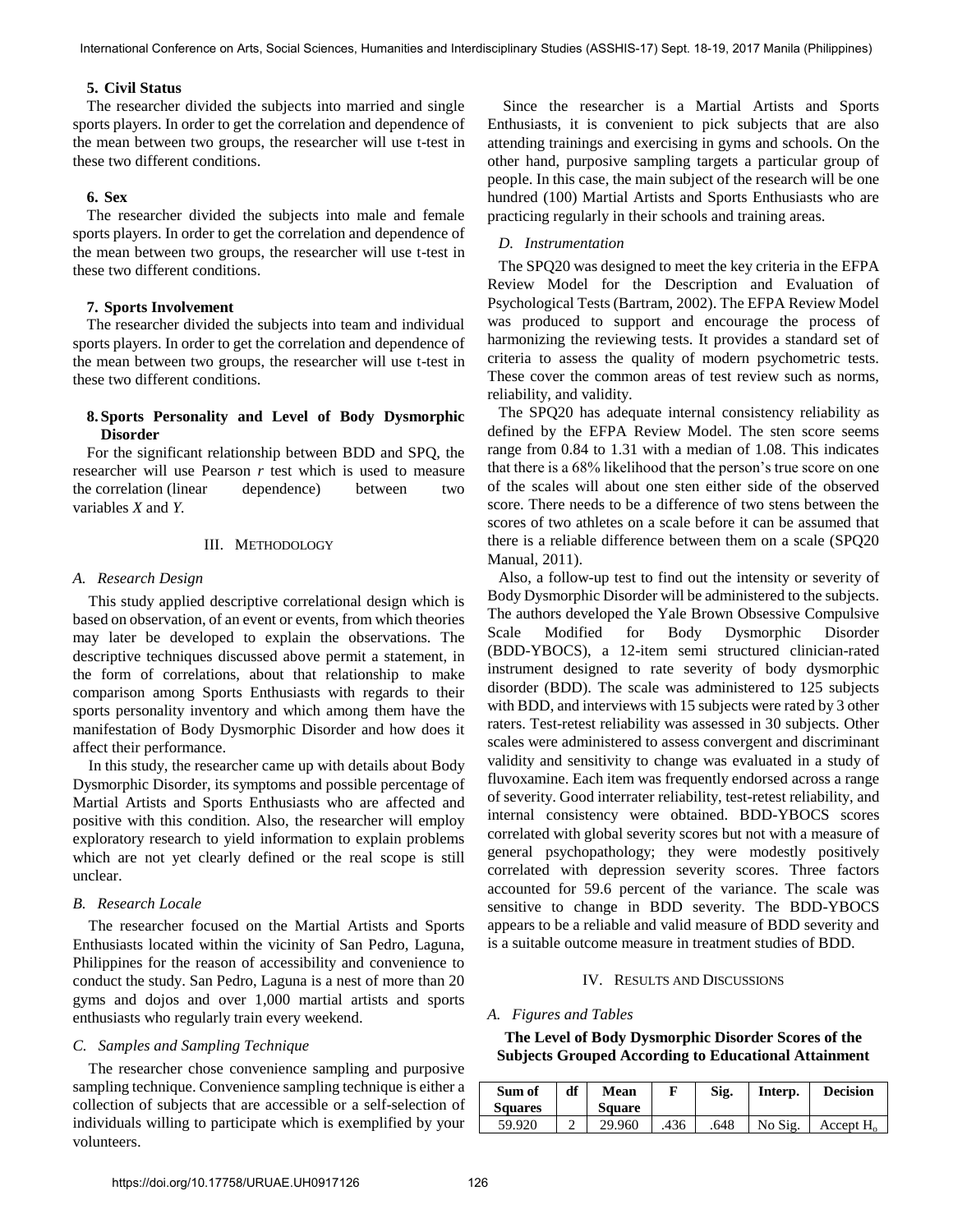### 5. Civil Status

The researcher divided the subjects into married and single sports players. In order to get the correlation and dependence of the mean between two groups, the researcher will use t-test in these two different conditions.

### 6. Sex

The researcher divided the subjects into male and female sports players. In order to get the correlation and dependence of the mean between two groups, the researcher will use t-test in these two different conditions.

### 7. Sports Involvement

The researcher divided the subjects into team and individual sports players. In order to get the correlation and dependence of the mean between two groups, the researcher will use t-test in these two different conditions.

### 8. Sports Personality and Level of Body Dysmorphic Disorder

For the significant relationship between BDD and SPQ, the researcher will use Pearson *r* test which is used to measure the correlation (linear dependence) between two variables *X* and *Y*.

## III. Methodology

### A. Research Design

This study applied descriptive correlational design which is based on observation, of an event or events, from which theories may later be developed to explain the observations. The descriptive techniques discussed above permit a statement, in the form of correlations, about that relationship to make comparison among Sports Enthusiasts with regards to their sports personality inventory and which among them have the manifestation of Body Dysmorphic Disorder and how does it affect their performance.

In this study, the researcher came up with details about Body Dysmorphic Disorder, its symptoms and possible percentage of Martial Artists and Sports Enthusiasts who are affected and positive with this condition. Also, the researcher will employ exploratory research to yield information to explain problems which are not yet clearly defined or the real scope is still unclear.

### B. Research Locale

The researcher focused on the Martial Artists and Sports Enthusiasts located within the vicinity of San Pedro, Laguna, Philippines for the reason of accessibility and convenience to conduct the study. San Pedro, Laguna is a nest of more than 20 gyms and dojos and over 1,000 martial artists and sports enthusiasts who regularly train every weekend.

### C. Samples and Sampling Technique

The researcher chose convenience sampling and purposive sampling technique. Convenience sampling technique is either a collection of subjects that are accessible or a self-selection of individuals willing to participate which is exemplified by your volunteers.

Since the researcher is a Martial Artists and Sports Enthusiasts, it is convenient to pick subjects that are also attending trainings and exercising in gyms and schools. On the other hand, purposive sampling targets a particular group of people. In this case, the main subject of the research will be one hundred (100) Martial Artists and Sports Enthusiasts who are practicing regularly in their schools and training areas.

### D. Instrumentation

The SPQ20 was designed to meet the key criteria in the EFPA Review Model for the Description and Evaluation of Psychological Tests (Bartram, 2002). The EFPA Review Model was produced to support and encourage the process of harmonizing the reviewing tests. It provides a standard set of criteria to assess the quality of modern psychometric tests. These cover the common areas of test review such as norms, reliability, and validity.

The SPQ20 has adequate internal consistency reliability as defined by the EFPA Review Model. The sten score seems range from 0.84 to 1.31 with a median of 1.08. This indicates that there is a 68% likelihood that the person's true score on one of the scales will about one sten either side of the observed score. There needs to be a difference of two stens between the scores of two athletes on a scale before it can be assumed that there is a reliable difference between them on a scale (SPQ20 Manual, 2011).

Also, a follow-up test to find out the intensity or severity of Body Dysmorphic Disorder will be administered to the subjects. The authors developed the Yale Brown Obsessive Compulsive Scale Modified for Body Dysmorphic Disorder (BDD-YBOCS), a 12-item semi structured clinician-rated instrument designed to rate severity of body dysmorphic disorder (BDD). The scale was administered to 125 subjects with BDD, and interviews with 15 subjects were rated by 3 other raters. Test-retest reliability was assessed in 30 subjects. Other scales were administered to assess convergent and discriminant validity and sensitivity to change was evaluated in a study of fluvoxamine. Each item was frequently endorsed across a range of severity. Good interrater reliability, test-retest reliability, and internal consistency were obtained. BDD-YBOCS scores correlated with global severity scores but not with a measure of general psychopathology; they were modestly positively correlated with depression severity scores. Three factors accounted for 59.6 percent of the variance. The scale was sensitive to change in BDD severity. The BDD-YBOCS appears to be a reliable and valid measure of BDD severity and is a suitable outcome measure in treatment studies of BDD.

## IV. Results and Discussions

### A. Figures and Tables

**The Level of Body Dysmorphic Disorder Scores of the Subjects Grouped According to Educational Attainment**

| Sum of Squares | df | Mean Square | F | Sig. | Interp. | Decision |
|---|---|---|---|---|---|---|
| 59.920 | 2 | 29.960 | .436 | .648 | No Sig. | Accept $H_o$ |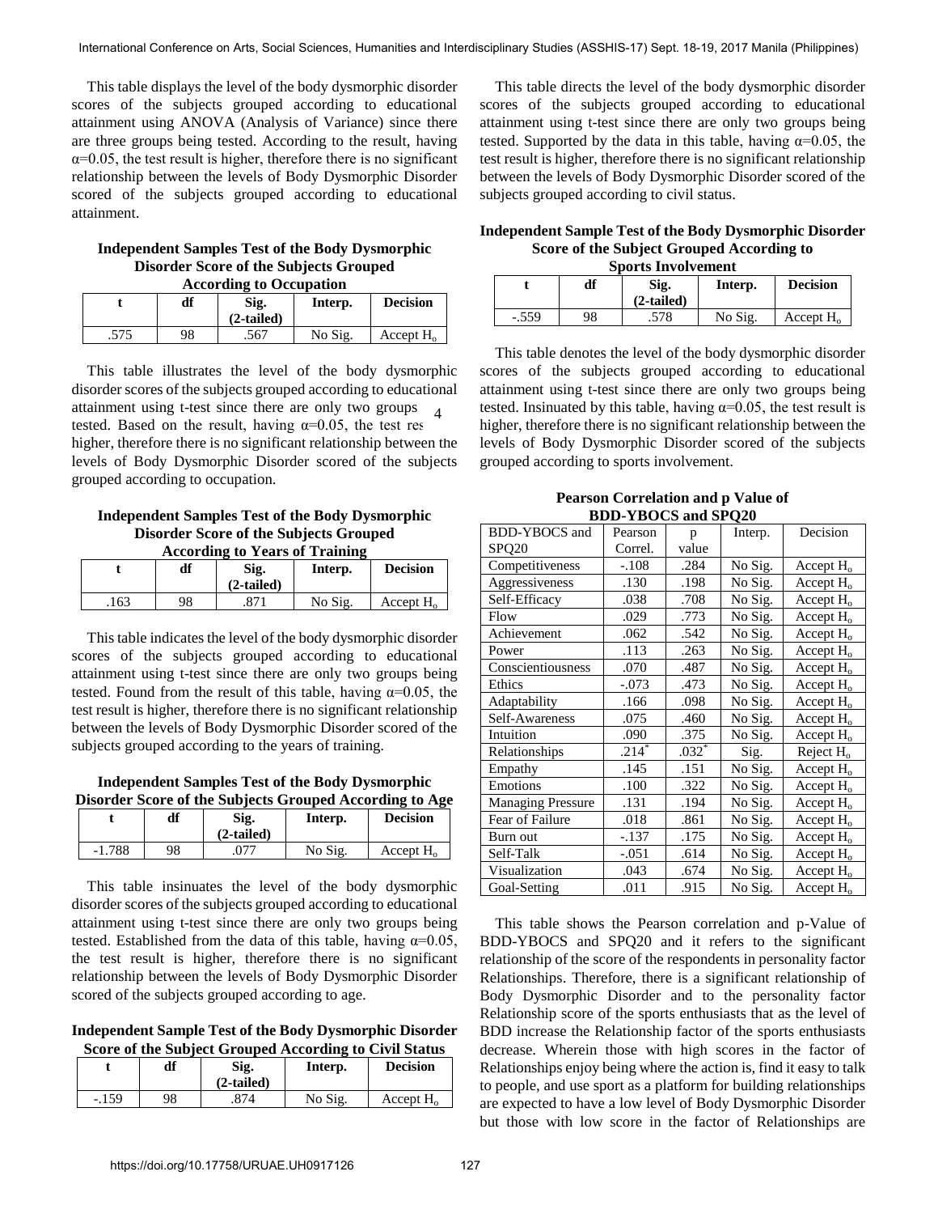This table displays the level of the body dysmorphic disorder scores of the subjects grouped according to educational attainment using ANOVA (Analysis of Variance) since there are three groups being tested. According to the result, having α=0.05, the test result is higher, therefore there is no significant relationship between the levels of Body Dysmorphic Disorder scored of the subjects grouped according to educational attainment.

**Independent Samples Test of the Body Dysmorphic Disorder Score of the Subjects Grouped According to Occupation**

| t | df | Sig. (2-tailed) | Interp. | Decision |
|---|---|---|---|---|
| .575 | 98 | .567 | No Sig. | Accept $H_o$ |

This table illustrates the level of the body dysmorphic disorder scores of the subjects grouped according to educational attainment using t-test since there are only two groups tested. Based on the result, having α=0.05, the test result is higher, therefore there is no significant relationship between the levels of Body Dysmorphic Disorder scored of the subjects grouped according to occupation.

**Independent Samples Test of the Body Dysmorphic Disorder Score of the Subjects Grouped According to Years of Training**

| t | df | Sig. (2-tailed) | Interp. | Decision |
|---|---|---|---|---|
| .163 | 98 | .871 | No Sig. | Accept $H_o$ |

This table indicates the level of the body dysmorphic disorder scores of the subjects grouped according to educational attainment using t-test since there are only two groups being tested. Found from the result of this table, having α=0.05, the test result is higher, therefore there is no significant relationship between the levels of Body Dysmorphic Disorder scored of the subjects grouped according to the years of training.

**Independent Samples Test of the Body Dysmorphic Disorder Score of the Subjects Grouped According to Age**

| t | df | Sig. (2-tailed) | Interp. | Decision |
|---|---|---|---|---|
| -1.788 | 98 | .077 | No Sig. | Accept $H_o$ |

This table insinuates the level of the body dysmorphic disorder scores of the subjects grouped according to educational attainment using t-test since there are only two groups being tested. Established from the data of this table, having α=0.05, the test result is higher, therefore there is no significant relationship between the levels of Body Dysmorphic Disorder scored of the subjects grouped according to age.

**Independent Sample Test of the Body Dysmorphic Disorder Score of the Subject Grouped According to Civil Status**

| t | df | Sig. (2-tailed) | Interp. | Decision |
|---|---|---|---|---|
| -.159 | 98 | .874 | No Sig. | Accept $H_o$ |

This table directs the level of the body dysmorphic disorder scores of the subjects grouped according to educational attainment using t-test since there are only two groups being tested. Supported by the data in this table, having α=0.05, the test result is higher, therefore there is no significant relationship between the levels of Body Dysmorphic Disorder scored of the subjects grouped according to civil status.

**Independent Sample Test of the Body Dysmorphic Disorder Score of the Subject Grouped According to Sports Involvement**

| t | df | Sig. (2-tailed) | Interp. | Decision |
|---|---|---|---|---|
| -.559 | 98 | .578 | No Sig. | Accept $H_o$ |

This table denotes the level of the body dysmorphic disorder scores of the subjects grouped according to educational attainment using t-test since there are only two groups being tested. Insinuated by this table, having α=0.05, the test result is higher, therefore there is no significant relationship between the levels of Body Dysmorphic Disorder scored of the subjects grouped according to sports involvement.

**Pearson Correlation and p Value of BDD-YBOCS and SPQ20**

| BDD-YBOCS and SPQ20 | Pearson Correl. | p value | Interp. | Decision |
|---|---|---|---|---|
| Competitiveness | -.108 | .284 | No Sig. | Accept $H_o$ |
| Aggressiveness | .130 | .198 | No Sig. | Accept $H_o$ |
| Self-Efficacy | .038 | .708 | No Sig. | Accept $H_o$ |
| Flow | .029 | .773 | No Sig. | Accept $H_o$ |
| Achievement | .062 | .542 | No Sig. | Accept $H_o$ |
| Power | .113 | .263 | No Sig. | Accept $H_o$ |
| Conscientiousness | .070 | .487 | No Sig. | Accept $H_o$ |
| Ethics | -.073 | .473 | No Sig. | Accept $H_o$ |
| Adaptability | .166 | .098 | No Sig. | Accept $H_o$ |
| Self-Awareness | .075 | .460 | No Sig. | Accept $H_o$ |
| Intuition | .090 | .375 | No Sig. | Accept $H_o$ |
| Relationships | .214* | .032* | Sig. | Reject $H_o$ |
| Empathy | .145 | .151 | No Sig. | Accept $H_o$ |
| Emotions | .100 | .322 | No Sig. | Accept $H_o$ |
| Managing Pressure | .131 | .194 | No Sig. | Accept $H_o$ |
| Fear of Failure | .018 | .861 | No Sig. | Accept $H_o$ |
| Burn out | -.137 | .175 | No Sig. | Accept $H_o$ |
| Self-Talk | -.051 | .614 | No Sig. | Accept $H_o$ |
| Visualization | .043 | .674 | No Sig. | Accept $H_o$ |
| Goal-Setting | .011 | .915 | No Sig. | Accept $H_o$ |

This table shows the Pearson correlation and p-Value of BDD-YBOCS and SPQ20 and it refers to the significant relationship of the score of the respondents in personality factor Relationships. Therefore, there is a significant relationship of Body Dysmorphic Disorder and to the personality factor Relationship score of the sports enthusiasts that as the level of BDD increase the Relationship factor of the sports enthusiasts decrease. Wherein those with high scores in the factor of Relationships enjoy being where the action is, find it easy to talk to people, and use sport as a platform for building relationships are expected to have a low level of Body Dysmorphic Disorder but those with low score in the factor of Relationships are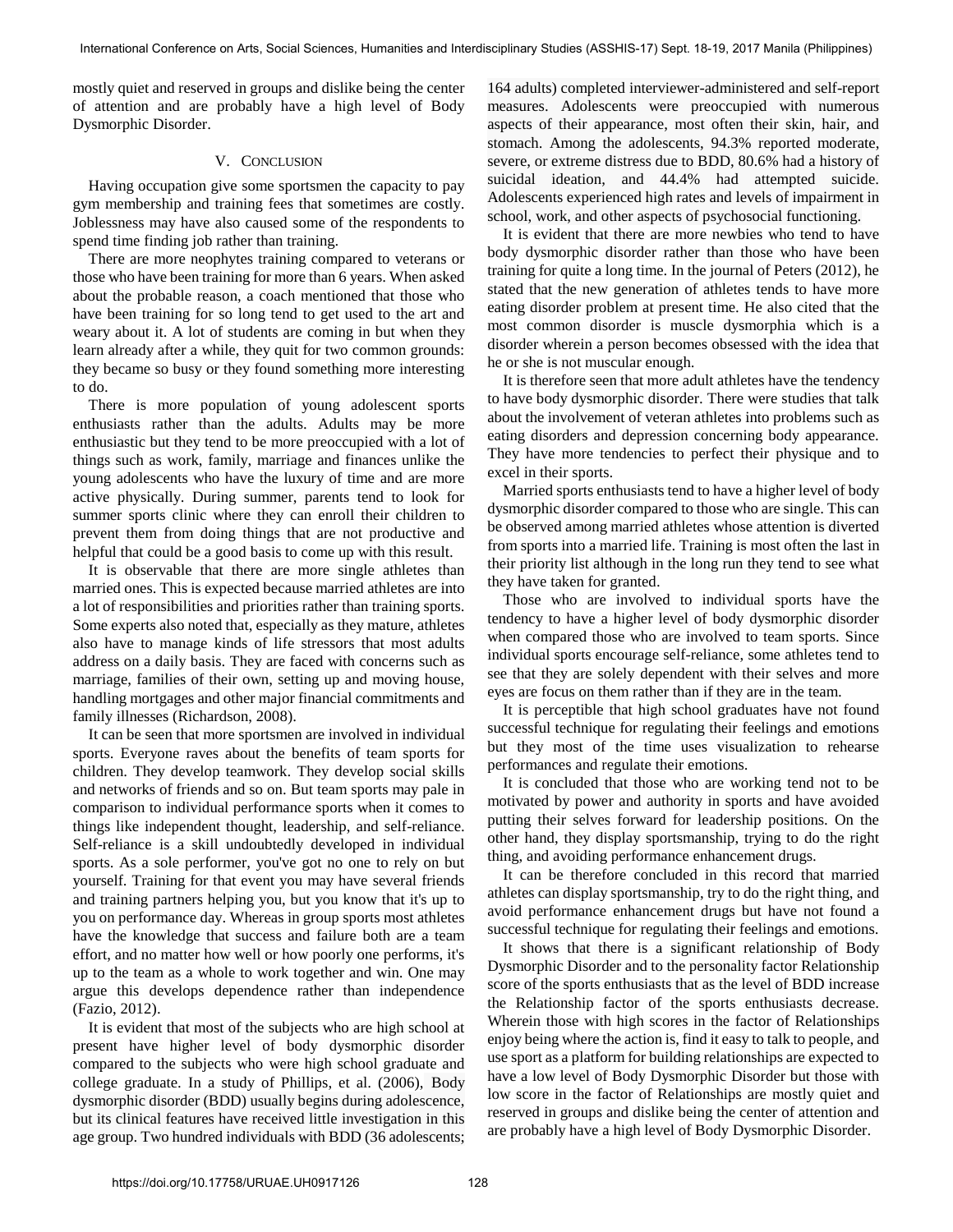mostly quiet and reserved in groups and dislike being the center of attention and are probably have a high level of Body Dysmorphic Disorder.

## V. Conclusion

Having occupation give some sportsmen the capacity to pay gym membership and training fees that sometimes are costly. Joblessness may have also caused some of the respondents to spend time finding job rather than training.

There are more neophytes training compared to veterans or those who have been training for more than 6 years. When asked about the probable reason, a coach mentioned that those who have been training for so long tend to get used to the art and weary about it. A lot of students are coming in but when they learn already after a while, they quit for two common grounds: they became so busy or they found something more interesting to do.

There is more population of young adolescent sports enthusiasts rather than the adults. Adults may be more enthusiastic but they tend to be more preoccupied with a lot of things such as work, family, marriage and finances unlike the young adolescents who have the luxury of time and are more active physically. During summer, parents tend to look for summer sports clinic where they can enroll their children to prevent them from doing things that are not productive and helpful that could be a good basis to come up with this result.

It is observable that there are more single athletes than married ones. This is expected because married athletes are into a lot of responsibilities and priorities rather than training sports. Some experts also noted that, especially as they mature, athletes also have to manage kinds of life stressors that most adults address on a daily basis. They are faced with concerns such as marriage, families of their own, setting up and moving house, handling mortgages and other major financial commitments and family illnesses (Richardson, 2008).

It can be seen that more sportsmen are involved in individual sports. Everyone raves about the benefits of team sports for children. They develop teamwork. They develop social skills and networks of friends and so on. But team sports may pale in comparison to individual performance sports when it comes to things like independent thought, leadership, and self-reliance. Self-reliance is a skill undoubtedly developed in individual sports. As a sole performer, you've got no one to rely on but yourself. Training for that event you may have several friends and training partners helping you, but you know that it's up to you on performance day. Whereas in group sports most athletes have the knowledge that success and failure both are a team effort, and no matter how well or how poorly one performs, it's up to the team as a whole to work together and win. One may argue this develops dependence rather than independence (Fazio, 2012).

It is evident that most of the subjects who are high school at present have higher level of body dysmorphic disorder compared to the subjects who were high school graduate and college graduate. In a study of Phillips, et al. (2006), Body dysmorphic disorder (BDD) usually begins during adolescence, but its clinical features have received little investigation in this age group. Two hundred individuals with BDD (36 adolescents; 164 adults) completed interviewer-administered and self-report measures. Adolescents were preoccupied with numerous aspects of their appearance, most often their skin, hair, and stomach. Among the adolescents, 94.3% reported moderate, severe, or extreme distress due to BDD, 80.6% had a history of suicidal ideation, and 44.4% had attempted suicide. Adolescents experienced high rates and levels of impairment in school, work, and other aspects of psychosocial functioning.

It is evident that there are more newbies who tend to have body dysmorphic disorder rather than those who have been training for quite a long time. In the journal of Peters (2012), he stated that the new generation of athletes tends to have more eating disorder problem at present time. He also cited that the most common disorder is muscle dysmorphia which is a disorder wherein a person becomes obsessed with the idea that he or she is not muscular enough.

It is therefore seen that more adult athletes have the tendency to have body dysmorphic disorder. There were studies that talk about the involvement of veteran athletes into problems such as eating disorders and depression concerning body appearance. They have more tendencies to perfect their physique and to excel in their sports.

Married sports enthusiasts tend to have a higher level of body dysmorphic disorder compared to those who are single. This can be observed among married athletes whose attention is diverted from sports into a married life. Training is most often the last in their priority list although in the long run they tend to see what they have taken for granted.

Those who are involved to individual sports have the tendency to have a higher level of body dysmorphic disorder when compared those who are involved to team sports. Since individual sports encourage self-reliance, some athletes tend to see that they are solely dependent with their selves and more eyes are focus on them rather than if they are in the team.

It is perceptible that high school graduates have not found successful technique for regulating their feelings and emotions but they most of the time uses visualization to rehearse performances and regulate their emotions.

It is concluded that those who are working tend not to be motivated by power and authority in sports and have avoided putting their selves forward for leadership positions. On the other hand, they display sportsmanship, trying to do the right thing, and avoiding performance enhancement drugs.

It can be therefore concluded in this record that married athletes can display sportsmanship, try to do the right thing, and avoid performance enhancement drugs but have not found a successful technique for regulating their feelings and emotions.

It shows that there is a significant relationship of Body Dysmorphic Disorder and to the personality factor Relationship score of the sports enthusiasts that as the level of BDD increase the Relationship factor of the sports enthusiasts decrease. Wherein those with high scores in the factor of Relationships enjoy being where the action is, find it easy to talk to people, and use sport as a platform for building relationships are expected to have a low level of Body Dysmorphic Disorder but those with low score in the factor of Relationships are mostly quiet and reserved in groups and dislike being the center of attention and are probably have a high level of Body Dysmorphic Disorder.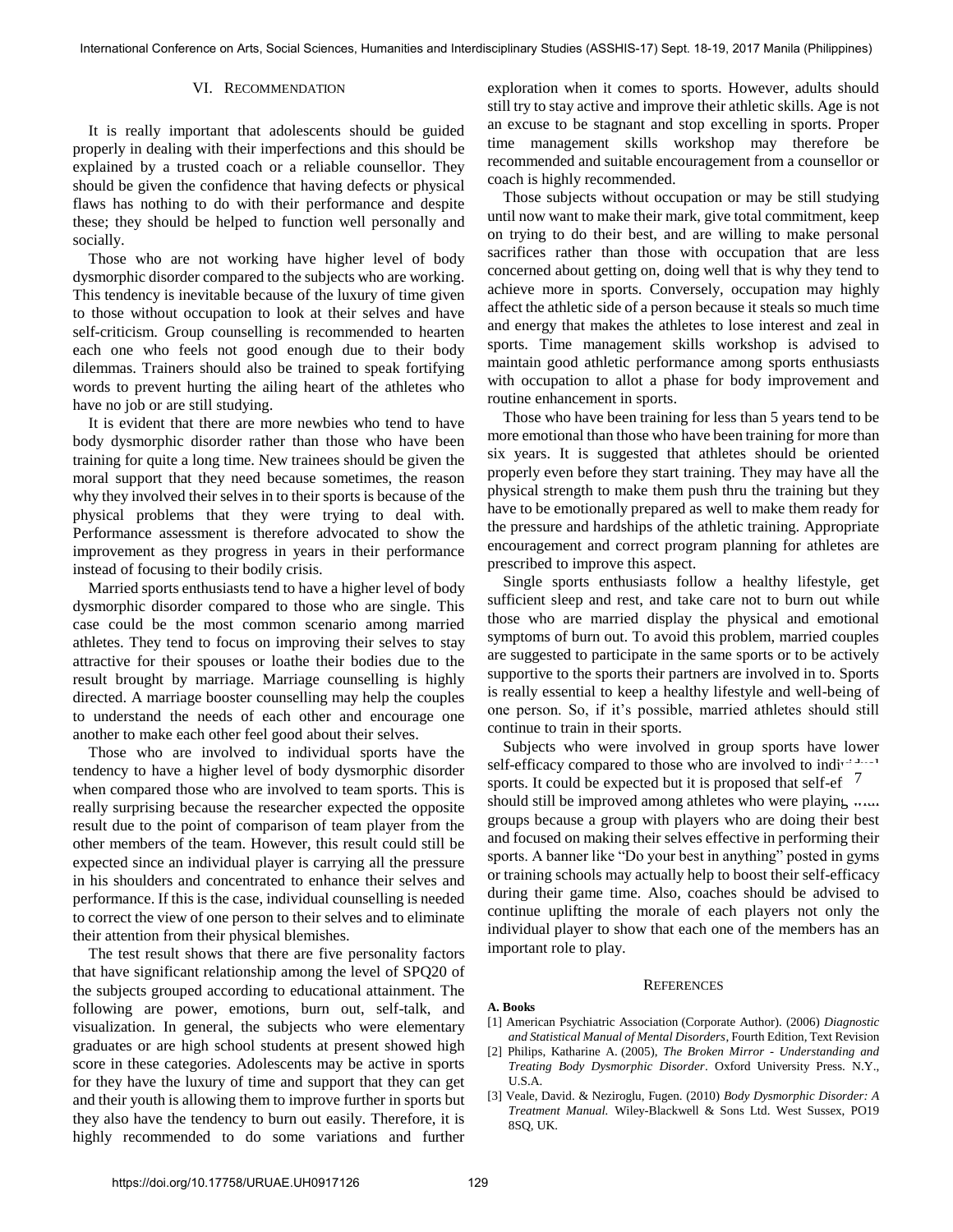## VI. Recommendation

It is really important that adolescents should be guided properly in dealing with their imperfections and this should be explained by a trusted coach or a reliable counsellor. They should be given the confidence that having defects or physical flaws has nothing to do with their performance and despite these; they should be helped to function well personally and socially.

Those who are not working have higher level of body dysmorphic disorder compared to the subjects who are working. This tendency is inevitable because of the luxury of time given to those without occupation to look at their selves and have self-criticism. Group counselling is recommended to hearten each one who feels not good enough due to their body dilemmas. Trainers should also be trained to speak fortifying words to prevent hurting the ailing heart of the athletes who have no job or are still studying.

It is evident that there are more newbies who tend to have body dysmorphic disorder rather than those who have been training for quite a long time. New trainees should be given the moral support that they need because sometimes, the reason why they involved their selves in to their sports is because of the physical problems that they were trying to deal with. Performance assessment is therefore advocated to show the improvement as they progress in years in their performance instead of focusing to their bodily crisis.

Married sports enthusiasts tend to have a higher level of body dysmorphic disorder compared to those who are single. This case could be the most common scenario among married athletes. They tend to focus on improving their selves to stay attractive for their spouses or loathe their bodies due to the result brought by marriage. Marriage counselling is highly directed. A marriage booster counselling may help the couples to understand the needs of each other and encourage one another to make each other feel good about their selves.

Those who are involved to individual sports have the tendency to have a higher level of body dysmorphic disorder when compared those who are involved to team sports. This is really surprising because the researcher expected the opposite result due to the point of comparison of team player from the other members of the team. However, this result could still be expected since an individual player is carrying all the pressure in his shoulders and concentrated to enhance their selves and performance. If this is the case, individual counselling is needed to correct the view of one person to their selves and to eliminate their attention from their physical blemishes.

The test result shows that there are five personality factors that have significant relationship among the level of SPQ20 of the subjects grouped according to educational attainment. The following are power, emotions, burn out, self-talk, and visualization. In general, the subjects who were elementary graduates or are high school students at present showed high score in these categories. Adolescents may be active in sports for they have the luxury of time and support that they can get and their youth is allowing them to improve further in sports but they also have the tendency to burn out easily. Therefore, it is highly recommended to do some variations and further exploration when it comes to sports. However, adults should still try to stay active and improve their athletic skills. Age is not an excuse to be stagnant and stop excelling in sports. Proper time management skills workshop may therefore be recommended and suitable encouragement from a counsellor or coach is highly recommended.

Those subjects without occupation or may be still studying until now want to make their mark, give total commitment, keep on trying to do their best, and are willing to make personal sacrifices rather than those with occupation that are less concerned about getting on, doing well that is why they tend to achieve more in sports. Conversely, occupation may highly affect the athletic side of a person because it steals so much time and energy that makes the athletes to lose interest and zeal in sports. Time management skills workshop is advised to maintain good athletic performance among sports enthusiasts with occupation to allot a phase for body improvement and routine enhancement in sports.

Those who have been training for less than 5 years tend to be more emotional than those who have been training for more than six years. It is suggested that athletes should be oriented properly even before they start training. They may have all the physical strength to make them push thru the training but they have to be emotionally prepared as well to make them ready for the pressure and hardships of the athletic training. Appropriate encouragement and correct program planning for athletes are prescribed to improve this aspect.

Single sports enthusiasts follow a healthy lifestyle, get sufficient sleep and rest, and take care not to burn out while those who are married display the physical and emotional symptoms of burn out. To avoid this problem, married couples are suggested to participate in the same sports or to be actively supportive to the sports their partners are involved in to. Sports is really essential to keep a healthy lifestyle and well-being of one person. So, if it's possible, married athletes should still continue to train in their sports.

Subjects who were involved in group sports have lower self-efficacy compared to those who are involved to individual sports. It could be expected but it is proposed that self-efficacy should still be improved among athletes who were playing with groups because a group with players who are doing their best and focused on making their selves effective in performing their sports. A banner like "Do your best in anything" posted in gyms or training schools may actually help to boost their self-efficacy during their game time. Also, coaches should be advised to continue uplifting the morale of each players not only the individual player to show that each one of the members has an important role to play.

## References

**A. Books**

[1] American Psychiatric Association (Corporate Author). (2006) *Diagnostic and Statistical Manual of Mental Disorders*, Fourth Edition, Text Revision

[2] Philips, Katharine A. (2005), *The Broken Mirror - Understanding and Treating Body Dysmorphic Disorder*. Oxford University Press. N.Y., U.S.A.

[3] Veale, David. & Neziroglu, Fugen. (2010) *Body Dysmorphic Disorder: A Treatment Manual.* Wiley-Blackwell & Sons Ltd. West Sussex, PO19 8SQ, UK.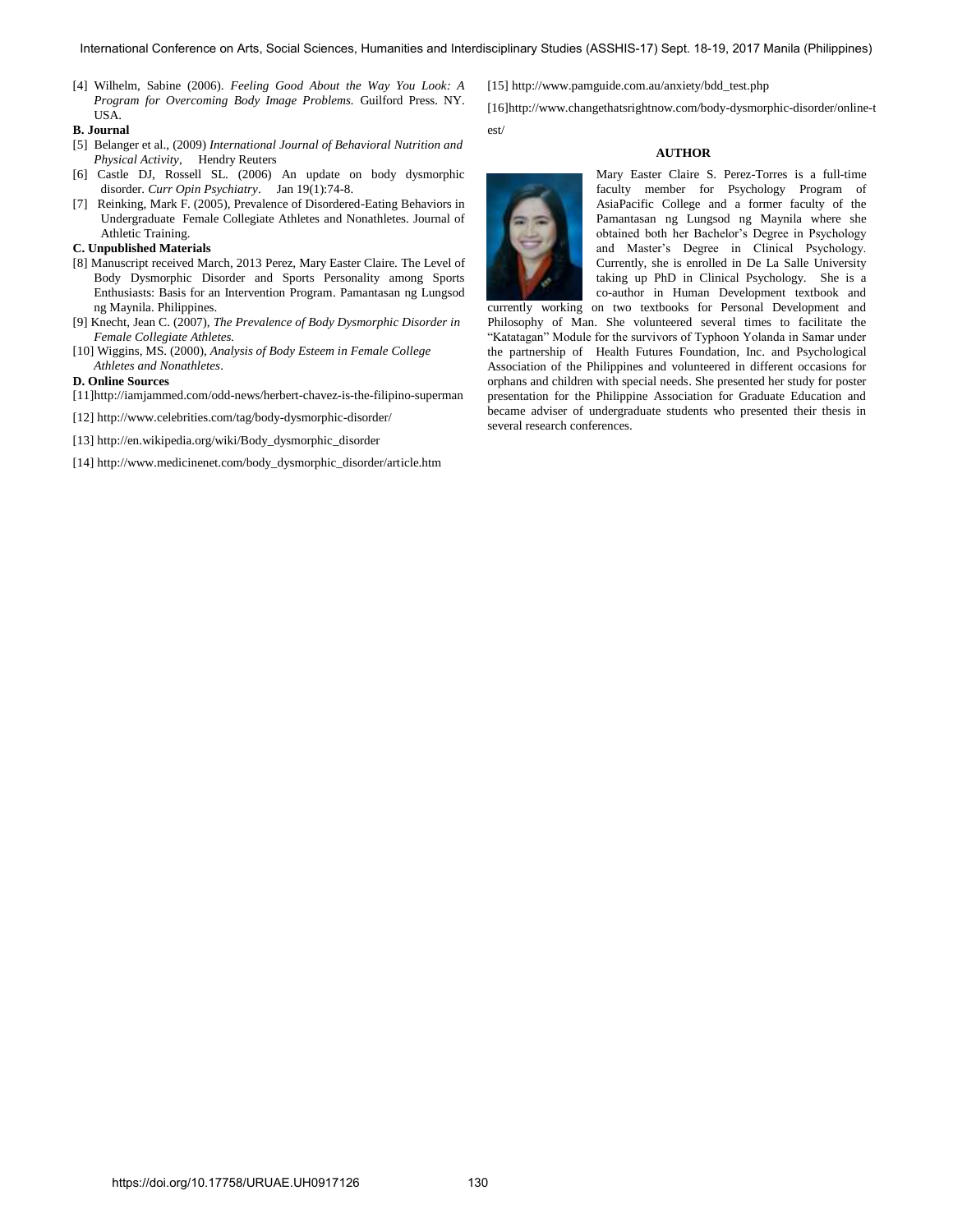[4] Wilhelm, Sabine (2006). *Feeling Good About the Way You Look: A Program for Overcoming Body Image Problems.* Guilford Press. NY. USA.

**B. Journal**

[5] Belanger et al., (2009) *International Journal of Behavioral Nutrition and Physical Activity*, Hendry Reuters

[6] Castle DJ, Rossell SL. (2006) An update on body dysmorphic disorder. *Curr Opin Psychiatry*. Jan 19(1):74-8.

[7] Reinking, Mark F. (2005), Prevalence of Disordered-Eating Behaviors in Undergraduate Female Collegiate Athletes and Nonathletes. Journal of Athletic Training.

**C. Unpublished Materials**

[8] Manuscript received March, 2013 Perez, Mary Easter Claire. The Level of Body Dysmorphic Disorder and Sports Personality among Sports Enthusiasts: Basis for an Intervention Program. Pamantasan ng Lungsod ng Maynila. Philippines.

[9] Knecht, Jean C. (2007), *The Prevalence of Body Dysmorphic Disorder in Female Collegiate Athletes.*

[10] Wiggins, MS. (2000), *Analysis of Body Esteem in Female College Athletes and Nonathletes*.

**D. Online Sources**

[11]http://iamjammed.com/odd-news/herbert-chavez-is-the-filipino-superman

[12] http://www.celebrities.com/tag/body-dysmorphic-disorder/

[13] http://en.wikipedia.org/wiki/Body_dysmorphic_disorder

[14] http://www.medicinenet.com/body_dysmorphic_disorder/article.htm

[15] http://www.pamguide.com.au/anxiety/bdd_test.php

[16]http://www.changethatsrightnow.com/body-dysmorphic-disorder/online-test/

**AUTHOR**

Mary Easter Claire S. Perez-Torres is a full-time faculty member for Psychology Program of AsiaPacific College and a former faculty of the Pamantasan ng Lungsod ng Maynila where she obtained both her Bachelor's Degree in Psychology and Master's Degree in Clinical Psychology. Currently, she is enrolled in De La Salle University taking up PhD in Clinical Psychology. She is a co-author in Human Development textbook and currently working on two textbooks for Personal Development and Philosophy of Man. She volunteered several times to facilitate the "Katatagan" Module for the survivors of Typhoon Yolanda in Samar under the partnership of Health Futures Foundation, Inc. and Psychological Association of the Philippines and volunteered in different occasions for orphans and children with special needs. She presented her study for poster presentation for the Philippine Association for Graduate Education and became adviser of undergraduate students who presented their thesis in several research conferences.